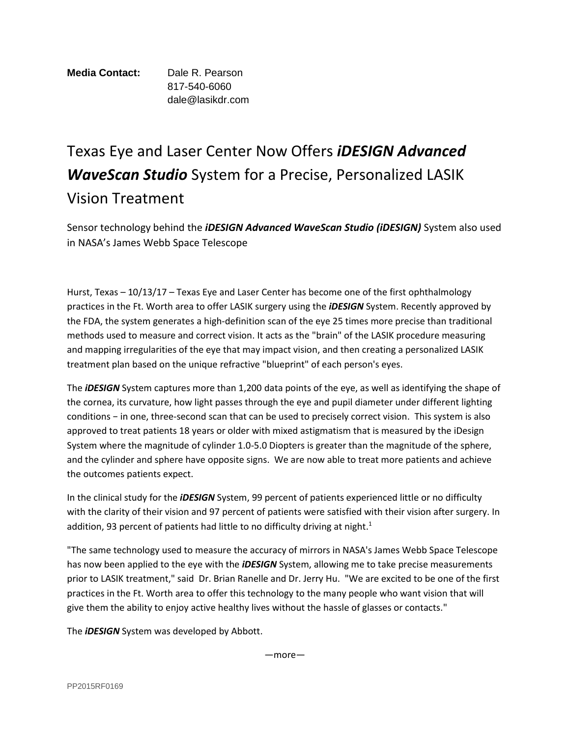**Media Contact:** Dale R. Pearson
817-540-6060
dale@lasikdr.com

# Texas Eye and Laser Center Now Offers ***iDESIGN Advanced WaveScan Studio*** System for a Precise, Personalized LASIK Vision Treatment

Sensor technology behind the ***iDESIGN Advanced WaveScan Studio (iDESIGN)*** System also used in NASA's James Webb Space Telescope

Hurst, Texas – 10/13/17 – Texas Eye and Laser Center has become one of the first ophthalmology practices in the Ft. Worth area to offer LASIK surgery using the ***iDESIGN*** System. Recently approved by the FDA, the system generates a high-definition scan of the eye 25 times more precise than traditional methods used to measure and correct vision. It acts as the "brain" of the LASIK procedure measuring and mapping irregularities of the eye that may impact vision, and then creating a personalized LASIK treatment plan based on the unique refractive "blueprint" of each person's eyes.

The ***iDESIGN*** System captures more than 1,200 data points of the eye, as well as identifying the shape of the cornea, its curvature, how light passes through the eye and pupil diameter under different lighting conditions − in one, three-second scan that can be used to precisely correct vision. This system is also approved to treat patients 18 years or older with mixed astigmatism that is measured by the iDesign System where the magnitude of cylinder 1.0-5.0 Diopters is greater than the magnitude of the sphere, and the cylinder and sphere have opposite signs. We are now able to treat more patients and achieve the outcomes patients expect.

In the clinical study for the ***iDESIGN*** System, 99 percent of patients experienced little or no difficulty with the clarity of their vision and 97 percent of patients were satisfied with their vision after surgery. In addition, 93 percent of patients had little to no difficulty driving at night.[1]

"The same technology used to measure the accuracy of mirrors in NASA's James Webb Space Telescope has now been applied to the eye with the ***iDESIGN*** System, allowing me to take precise measurements prior to LASIK treatment," said Dr. Brian Ranelle and Dr. Jerry Hu. "We are excited to be one of the first practices in the Ft. Worth area to offer this technology to the many people who want vision that will give them the ability to enjoy active healthy lives without the hassle of glasses or contacts."

The ***iDESIGN*** System was developed by Abbott.

—more—

PP2015RF0169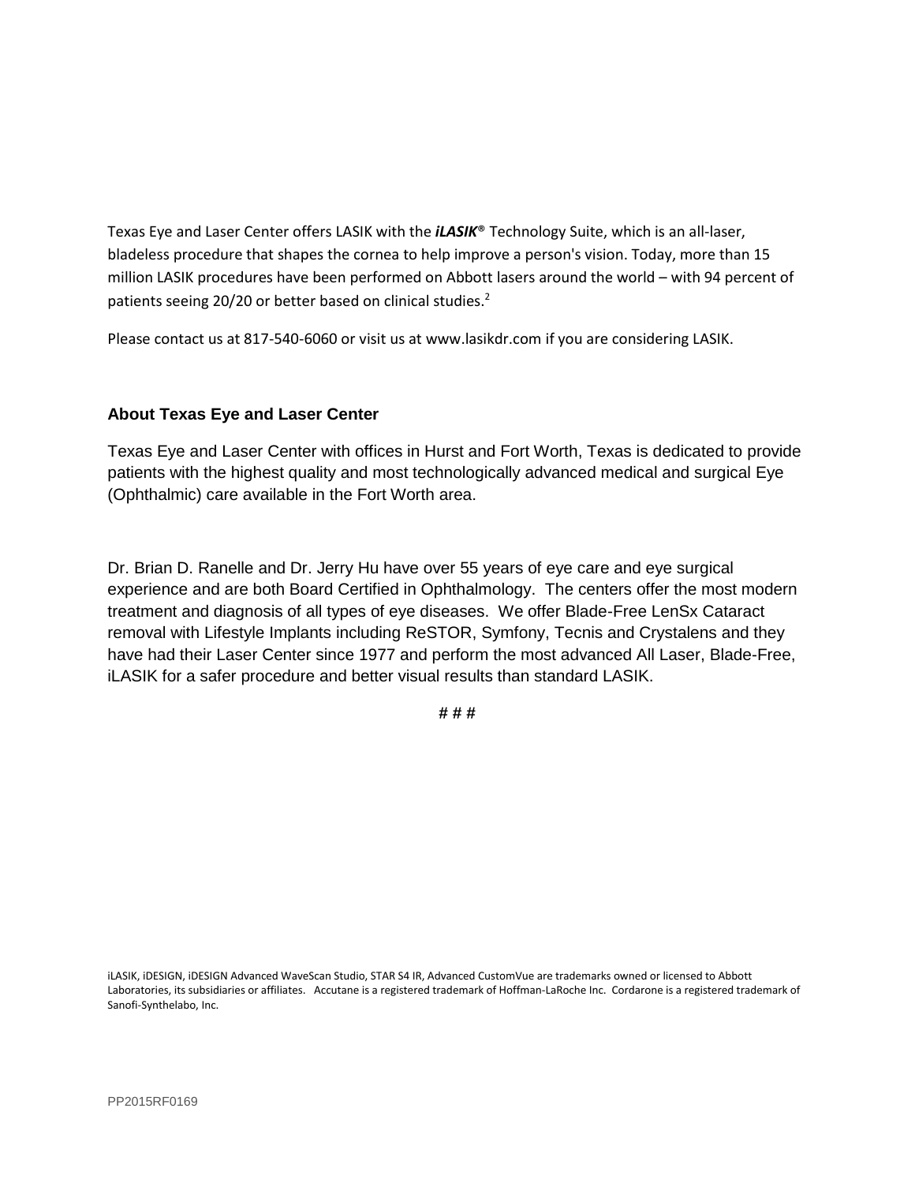Texas Eye and Laser Center offers LASIK with the ***iLASIK***® Technology Suite, which is an all-laser, bladeless procedure that shapes the cornea to help improve a person's vision. Today, more than 15 million LASIK procedures have been performed on Abbott lasers around the world – with 94 percent of patients seeing 20/20 or better based on clinical studies.[2]

Please contact us at 817-540-6060 or visit us at www.lasikdr.com if you are considering LASIK.

### About Texas Eye and Laser Center

Texas Eye and Laser Center with offices in Hurst and Fort Worth, Texas is dedicated to provide patients with the highest quality and most technologically advanced medical and surgical Eye (Ophthalmic) care available in the Fort Worth area.

Dr. Brian D. Ranelle and Dr. Jerry Hu have over 55 years of eye care and eye surgical experience and are both Board Certified in Ophthalmology. The centers offer the most modern treatment and diagnosis of all types of eye diseases. We offer Blade-Free LenSx Cataract removal with Lifestyle Implants including ReSTOR, Symfony, Tecnis and Crystalens and they have had their Laser Center since 1977 and perform the most advanced All Laser, Blade-Free, iLASIK for a safer procedure and better visual results than standard LASIK.

# # #

iLASIK, iDESIGN, iDESIGN Advanced WaveScan Studio, STAR S4 IR, Advanced CustomVue are trademarks owned or licensed to Abbott Laboratories, its subsidiaries or affiliates. Accutane is a registered trademark of Hoffman-LaRoche Inc. Cordarone is a registered trademark of Sanofi-Synthelabo, Inc.

PP2015RF0169